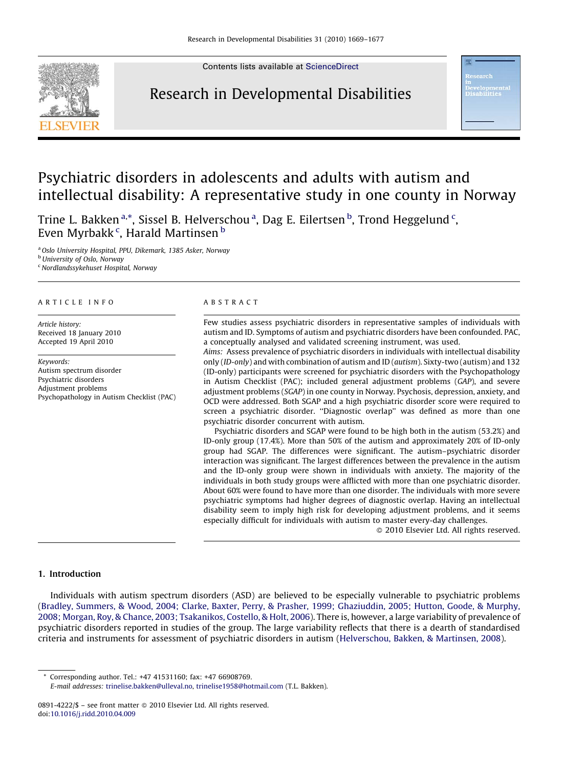# Psychiatric disorders in adolescents and adults with autism and intellectual disability: A representative study in one county in Norway

Trine L. Bakken[a,*], Sissel B. Helverschou[a], Dag E. Eilertsen[b], Trond Heggelund[c], Even Myrbakk[c], Harald Martinsen[b]

[a] Oslo University Hospital, PPU, Dikemark, 1385 Asker, Norway
[b] University of Oslo, Norway
[c] Nordlandssykehuset Hospital, Norway

## ARTICLE INFO

*Article history:*
Received 18 January 2010
Accepted 19 April 2010

*Keywords:*
Autism spectrum disorder
Psychiatric disorders
Adjustment problems
Psychopathology in Autism Checklist (PAC)

## ABSTRACT

Few studies assess psychiatric disorders in representative samples of individuals with autism and ID. Symptoms of autism and psychiatric disorders have been confounded. PAC, a conceptually analysed and validated screening instrument, was used.

*Aims:* Assess prevalence of psychiatric disorders in individuals with intellectual disability only (*ID-only*) and with combination of autism and ID (*autism*). Sixty-two (autism) and 132 (ID-only) participants were screened for psychiatric disorders with the Psychopathology in Autism Checklist (PAC); included general adjustment problems (*GAP*), and severe adjustment problems (*SGAP*) in one county in Norway. Psychosis, depression, anxiety, and OCD were addressed. Both SGAP and a high psychiatric disorder score were required to screen a psychiatric disorder. "Diagnostic overlap" was defined as more than one psychiatric disorder concurrent with autism.

Psychiatric disorders and SGAP were found to be high both in the autism (53.2%) and ID-only group (17.4%). More than 50% of the autism and approximately 20% of ID-only group had SGAP. The differences were significant. The autism–psychiatric disorder interaction was significant. The largest differences between the prevalence in the autism and the ID-only group were shown in individuals with anxiety. The majority of the individuals in both study groups were afflicted with more than one psychiatric disorder. About 60% were found to have more than one disorder. The individuals with more severe psychiatric symptoms had higher degrees of diagnostic overlap. Having an intellectual disability seem to imply high risk for developing adjustment problems, and it seems especially difficult for individuals with autism to master every-day challenges.

© 2010 Elsevier Ltd. All rights reserved.

## 1. Introduction

Individuals with autism spectrum disorders (ASD) are believed to be especially vulnerable to psychiatric problems (Bradley, Summers, & Wood, 2004; Clarke, Baxter, Perry, & Prasher, 1999; Ghaziuddin, 2005; Hutton, Goode, & Murphy, 2008; Morgan, Roy, & Chance, 2003; Tsakanikos, Costello, & Holt, 2006). There is, however, a large variability of prevalence of psychiatric disorders reported in studies of the group. The large variability reflects that there is a dearth of standardised criteria and instruments for assessment of psychiatric disorders in autism (Helverschou, Bakken, & Martinsen, 2008).

* Corresponding author. Tel.: +47 41531160; fax: +47 66908769.
*E-mail addresses:* trinelise.bakken@ulleval.no, trinelise1958@hotmail.com (T.L. Bakken).

0891-4222/$ – see front matter © 2010 Elsevier Ltd. All rights reserved.
doi:10.1016/j.ridd.2010.04.009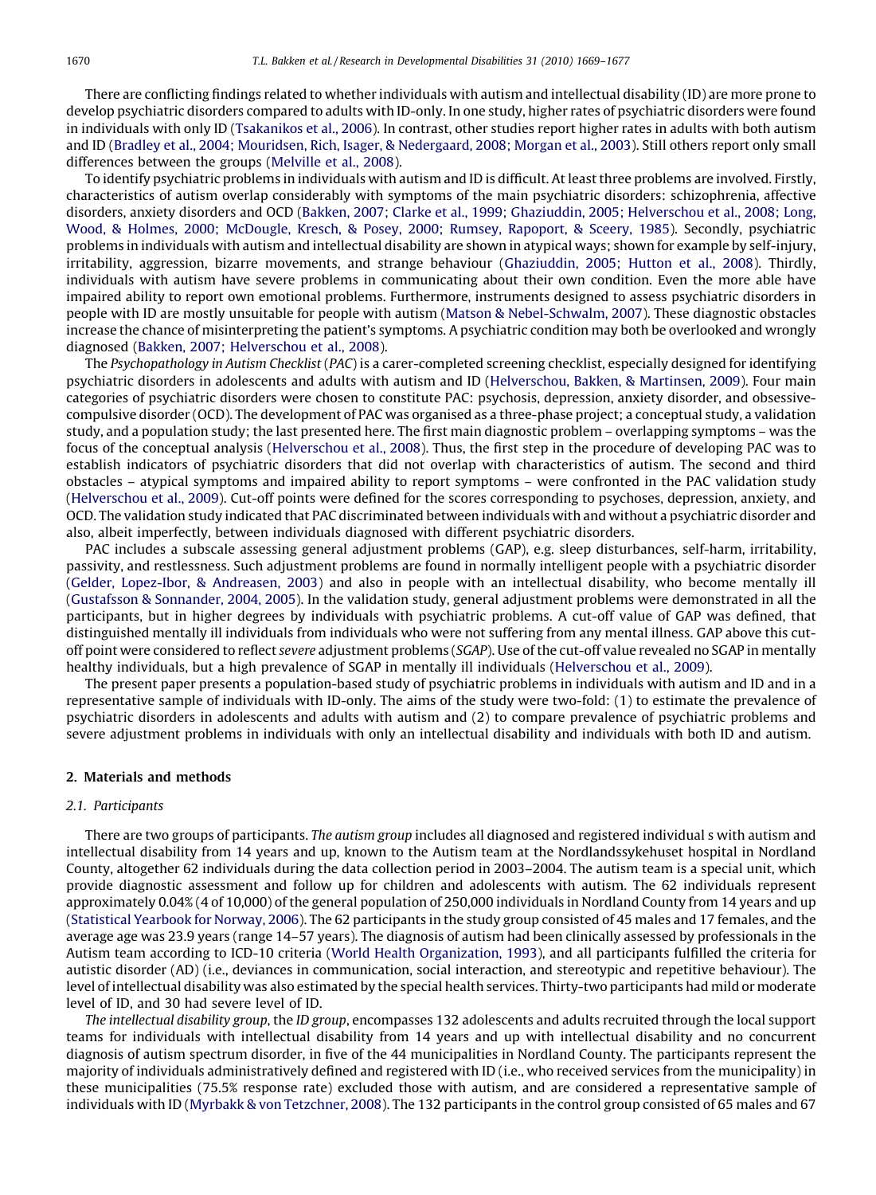There are conflicting findings related to whether individuals with autism and intellectual disability (ID) are more prone to develop psychiatric disorders compared to adults with ID-only. In one study, higher rates of psychiatric disorders were found in individuals with only ID (Tsakanikos et al., 2006). In contrast, other studies report higher rates in adults with both autism and ID (Bradley et al., 2004; Mouridsen, Rich, Isager, & Nedergaard, 2008; Morgan et al., 2003). Still others report only small differences between the groups (Melville et al., 2008).

To identify psychiatric problems in individuals with autism and ID is difficult. At least three problems are involved. Firstly, characteristics of autism overlap considerably with symptoms of the main psychiatric disorders: schizophrenia, affective disorders, anxiety disorders and OCD (Bakken, 2007; Clarke et al., 1999; Ghaziuddin, 2005; Helverschou et al., 2008; Long, Wood, & Holmes, 2000; McDougle, Kresch, & Posey, 2000; Rumsey, Rapoport, & Sceery, 1985). Secondly, psychiatric problems in individuals with autism and intellectual disability are shown in atypical ways; shown for example by self-injury, irritability, aggression, bizarre movements, and strange behaviour (Ghaziuddin, 2005; Hutton et al., 2008). Thirdly, individuals with autism have severe problems in communicating about their own condition. Even the more able have impaired ability to report own emotional problems. Furthermore, instruments designed to assess psychiatric disorders in people with ID are mostly unsuitable for people with autism (Matson & Nebel-Schwalm, 2007). These diagnostic obstacles increase the chance of misinterpreting the patient's symptoms. A psychiatric condition may both be overlooked and wrongly diagnosed (Bakken, 2007; Helverschou et al., 2008).

The *Psychopathology in Autism Checklist* (*PAC*) is a carer-completed screening checklist, especially designed for identifying psychiatric disorders in adolescents and adults with autism and ID (Helverschou, Bakken, & Martinsen, 2009). Four main categories of psychiatric disorders were chosen to constitute PAC: psychosis, depression, anxiety disorder, and obsessive-compulsive disorder (OCD). The development of PAC was organised as a three-phase project; a conceptual study, a validation study, and a population study; the last presented here. The first main diagnostic problem – overlapping symptoms – was the focus of the conceptual analysis (Helverschou et al., 2008). Thus, the first step in the procedure of developing PAC was to establish indicators of psychiatric disorders that did not overlap with characteristics of autism. The second and third obstacles – atypical symptoms and impaired ability to report symptoms – were confronted in the PAC validation study (Helverschou et al., 2009). Cut-off points were defined for the scores corresponding to psychoses, depression, anxiety, and OCD. The validation study indicated that PAC discriminated between individuals with and without a psychiatric disorder and also, albeit imperfectly, between individuals diagnosed with different psychiatric disorders.

PAC includes a subscale assessing general adjustment problems (GAP), e.g. sleep disturbances, self-harm, irritability, passivity, and restlessness. Such adjustment problems are found in normally intelligent people with a psychiatric disorder (Gelder, Lopez-Ibor, & Andreasen, 2003) and also in people with an intellectual disability, who become mentally ill (Gustafsson & Sonnander, 2004, 2005). In the validation study, general adjustment problems were demonstrated in all the participants, but in higher degrees by individuals with psychiatric problems. A cut-off value of GAP was defined, that distinguished mentally ill individuals from individuals who were not suffering from any mental illness. GAP above this cut-off point were considered to reflect *severe* adjustment problems (*SGAP*). Use of the cut-off value revealed no SGAP in mentally healthy individuals, but a high prevalence of SGAP in mentally ill individuals (Helverschou et al., 2009).

The present paper presents a population-based study of psychiatric problems in individuals with autism and ID and in a representative sample of individuals with ID-only. The aims of the study were two-fold: (1) to estimate the prevalence of psychiatric disorders in adolescents and adults with autism and (2) to compare prevalence of psychiatric problems and severe adjustment problems in individuals with only an intellectual disability and individuals with both ID and autism.

## 2. Materials and methods

### 2.1. Participants

There are two groups of participants. *The autism group* includes all diagnosed and registered individual s with autism and intellectual disability from 14 years and up, known to the Autism team at the Nordlandssykehuset hospital in Nordland County, altogether 62 individuals during the data collection period in 2003–2004. The autism team is a special unit, which provide diagnostic assessment and follow up for children and adolescents with autism. The 62 individuals represent approximately 0.04% (4 of 10,000) of the general population of 250,000 individuals in Nordland County from 14 years and up (Statistical Yearbook for Norway, 2006). The 62 participants in the study group consisted of 45 males and 17 females, and the average age was 23.9 years (range 14–57 years). The diagnosis of autism had been clinically assessed by professionals in the Autism team according to ICD-10 criteria (World Health Organization, 1993), and all participants fulfilled the criteria for autistic disorder (AD) (i.e., deviances in communication, social interaction, and stereotypic and repetitive behaviour). The level of intellectual disability was also estimated by the special health services. Thirty-two participants had mild or moderate level of ID, and 30 had severe level of ID.

*The intellectual disability group*, the *ID group*, encompasses 132 adolescents and adults recruited through the local support teams for individuals with intellectual disability from 14 years and up with intellectual disability and no concurrent diagnosis of autism spectrum disorder, in five of the 44 municipalities in Nordland County. The participants represent the majority of individuals administratively defined and registered with ID (i.e., who received services from the municipality) in these municipalities (75.5% response rate) excluded those with autism, and are considered a representative sample of individuals with ID (Myrbakk & von Tetzchner, 2008). The 132 participants in the control group consisted of 65 males and 67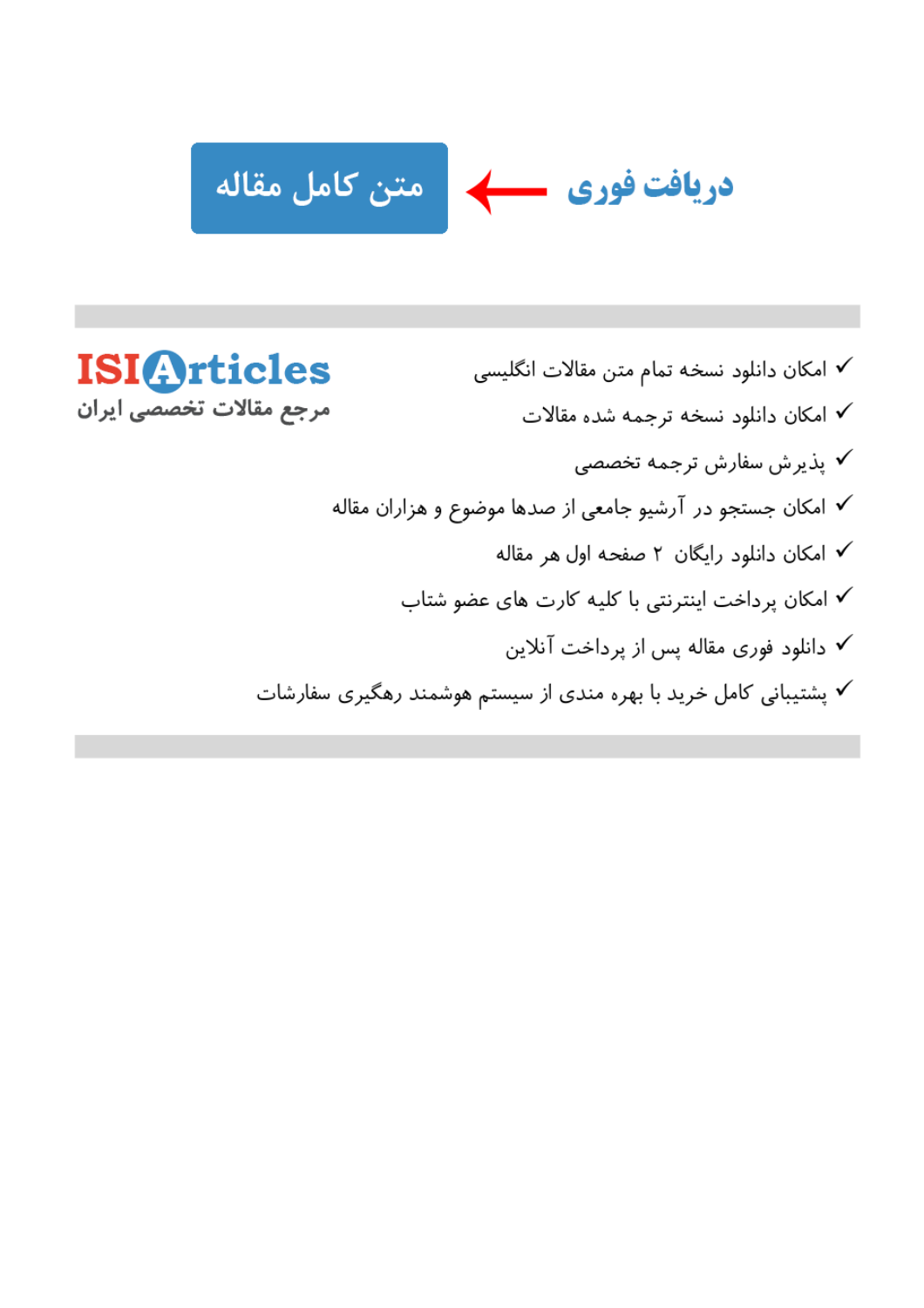دریافت فوری ← **متن کامل مقاله**

**ISIArticles**
مرجع مقالات تخصصی ایران

- ✓ امکان دانلود نسخه تمام متن مقالات انگلیسی
- ✓ امکان دانلود نسخه ترجمه شده مقالات
- ✓ پذیرش سفارش ترجمه تخصصی
- ✓ امکان جستجو در آرشیو جامعی از صدها موضوع و هزاران مقاله
- ✓ امکان دانلود رایگان ۲ صفحه اول هر مقاله
- ✓ امکان پرداخت اینترنتی با کلیه کارت های عضو شتاب
- ✓ دانلود فوری مقاله پس از پرداخت آنلاین
- ✓ پشتیبانی کامل خرید با بهره مندی از سیستم هوشمند رهگیری سفارشات